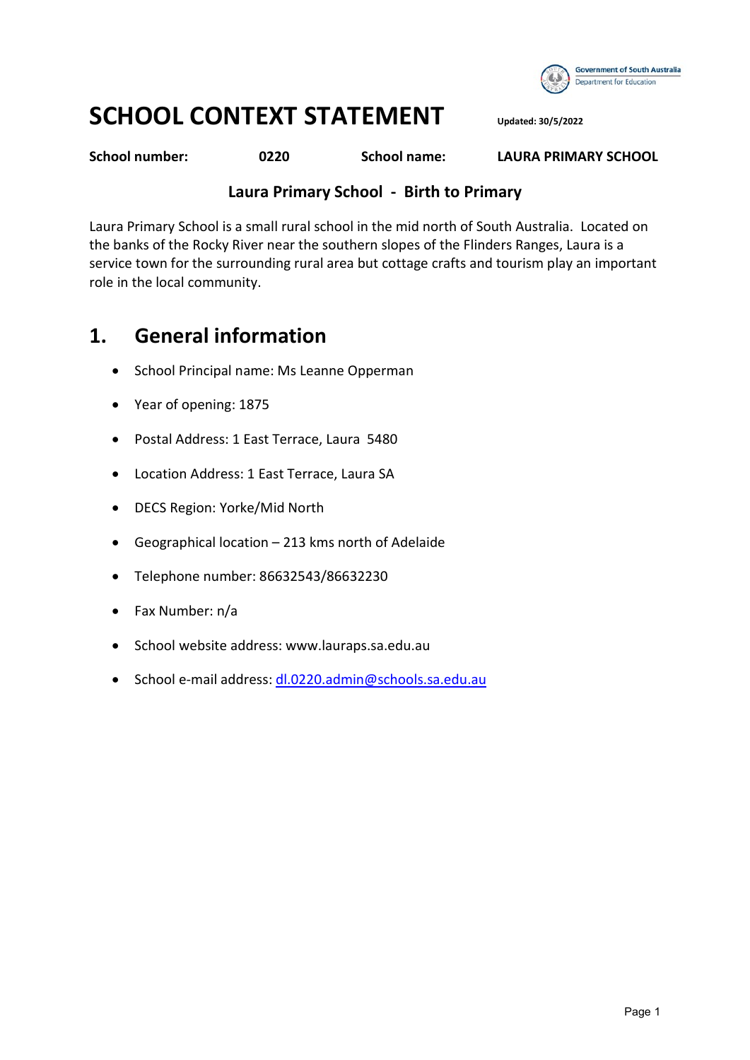# SCHOOL CONTEXT STATEMENT

**Updated: 30/5/2022**

**School number:** **0220** **School name:** **LAURA PRIMARY SCHOOL**

**Laura Primary School - Birth to Primary**

Laura Primary School is a small rural school in the mid north of South Australia. Located on the banks of the Rocky River near the southern slopes of the Flinders Ranges, Laura is a service town for the surrounding rural area but cottage crafts and tourism play an important role in the local community.

## 1. General information

- School Principal name: Ms Leanne Opperman
- Year of opening: 1875
- Postal Address: 1 East Terrace, Laura 5480
- Location Address: 1 East Terrace, Laura SA
- DECS Region: Yorke/Mid North
- Geographical location – 213 kms north of Adelaide
- Telephone number: 86632543/86632230
- Fax Number: n/a
- School website address: www.lauraps.sa.edu.au
- School e-mail address: dl.0220.admin@schools.sa.edu.au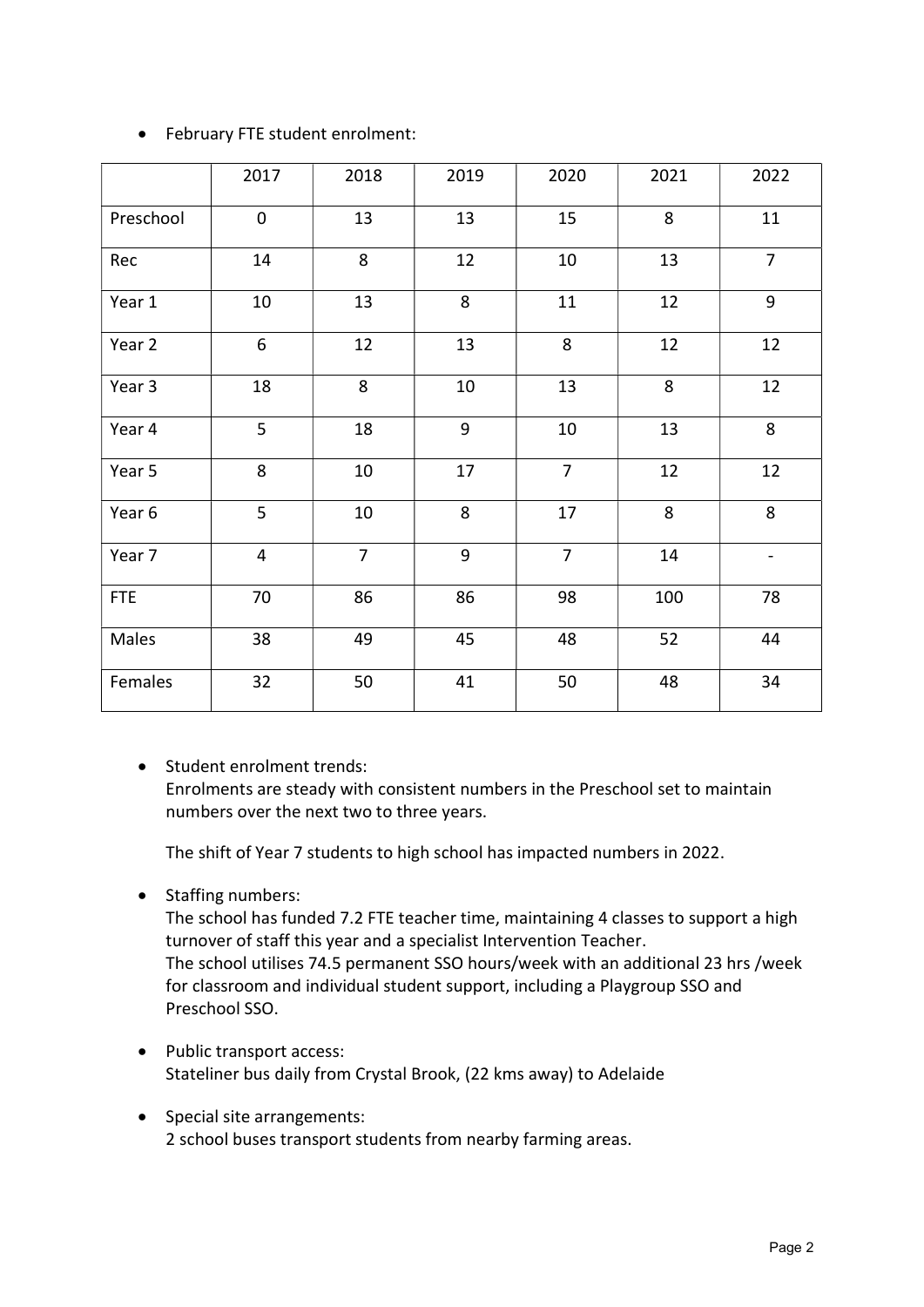- February FTE student enrolment:

| | 2017 | 2018 | 2019 | 2020 | 2021 | 2022 |
|---|---|---|---|---|---|---|
| Preschool | 0 | 13 | 13 | 15 | 8 | 11 |
| Rec | 14 | 8 | 12 | 10 | 13 | 7 |
| Year 1 | 10 | 13 | 8 | 11 | 12 | 9 |
| Year 2 | 6 | 12 | 13 | 8 | 12 | 12 |
| Year 3 | 18 | 8 | 10 | 13 | 8 | 12 |
| Year 4 | 5 | 18 | 9 | 10 | 13 | 8 |
| Year 5 | 8 | 10 | 17 | 7 | 12 | 12 |
| Year 6 | 5 | 10 | 8 | 17 | 8 | 8 |
| Year 7 | 4 | 7 | 9 | 7 | 14 | - |
| FTE | 70 | 86 | 86 | 98 | 100 | 78 |
| Males | 38 | 49 | 45 | 48 | 52 | 44 |
| Females | 32 | 50 | 41 | 50 | 48 | 34 |

- Student enrolment trends:
  Enrolments are steady with consistent numbers in the Preschool set to maintain numbers over the next two to three years.

  The shift of Year 7 students to high school has impacted numbers in 2022.

- Staffing numbers:
  The school has funded 7.2 FTE teacher time, maintaining 4 classes to support a high turnover of staff this year and a specialist Intervention Teacher.
  The school utilises 74.5 permanent SSO hours/week with an additional 23 hrs /week for classroom and individual student support, including a Playgroup SSO and Preschool SSO.

- Public transport access:
  Stateliner bus daily from Crystal Brook, (22 kms away) to Adelaide

- Special site arrangements:
  2 school buses transport students from nearby farming areas.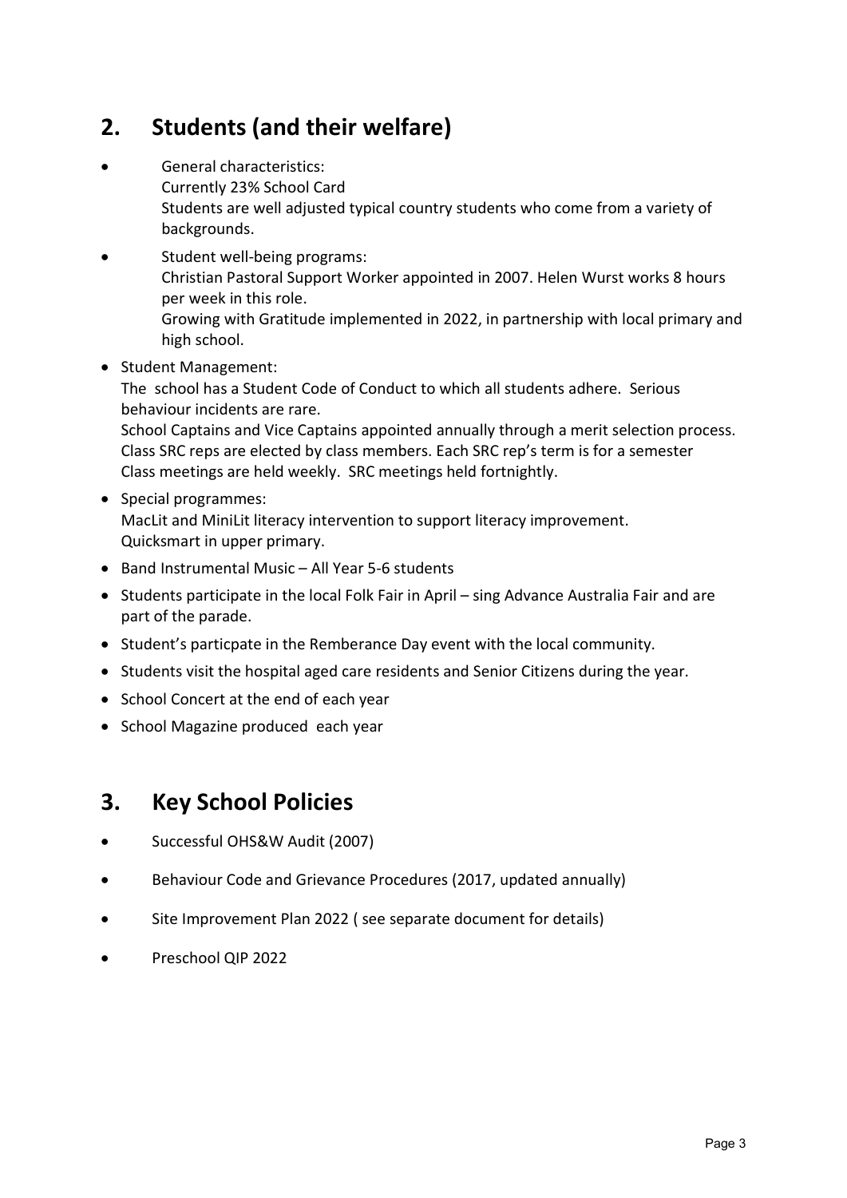## 2. Students (and their welfare)

- General characteristics:
  Currently 23% School Card
  Students are well adjusted typical country students who come from a variety of backgrounds.
- Student well-being programs:
  Christian Pastoral Support Worker appointed in 2007. Helen Wurst works 8 hours per week in this role.
  Growing with Gratitude implemented in 2022, in partnership with local primary and high school.
- Student Management:
  The school has a Student Code of Conduct to which all students adhere. Serious behaviour incidents are rare.
  School Captains and Vice Captains appointed annually through a merit selection process.
  Class SRC reps are elected by class members. Each SRC rep's term is for a semester
  Class meetings are held weekly. SRC meetings held fortnightly.
- Special programmes:
  MacLit and MiniLit literacy intervention to support literacy improvement.
  Quicksmart in upper primary.
- Band Instrumental Music – All Year 5-6 students
- Students participate in the local Folk Fair in April – sing Advance Australia Fair and are part of the parade.
- Student's particpate in the Remberance Day event with the local community.
- Students visit the hospital aged care residents and Senior Citizens during the year.
- School Concert at the end of each year
- School Magazine produced each year

## 3. Key School Policies

- Successful OHS&W Audit (2007)
- Behaviour Code and Grievance Procedures (2017, updated annually)
- Site Improvement Plan 2022 ( see separate document for details)
- Preschool QIP 2022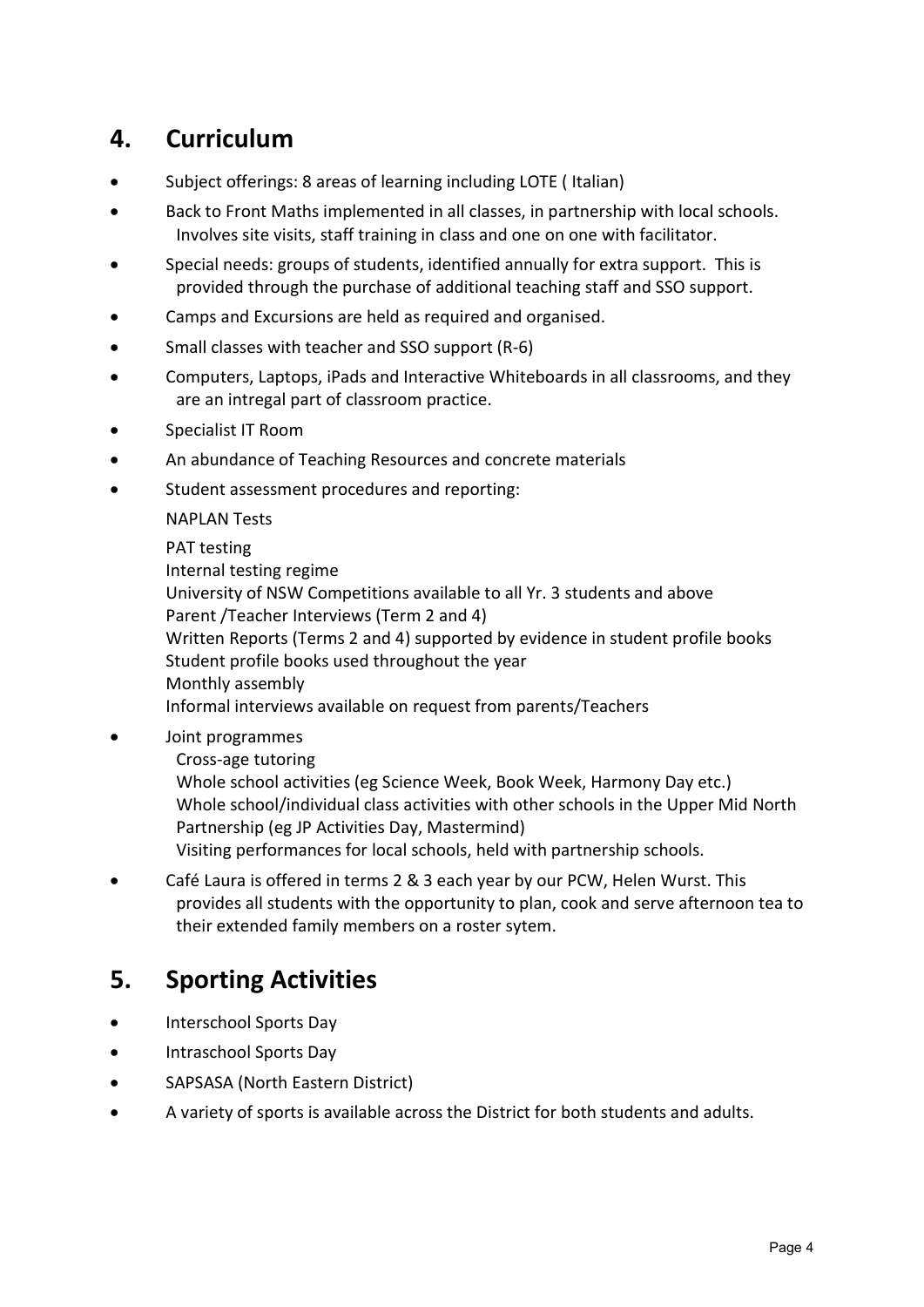## 4. Curriculum

- Subject offerings: 8 areas of learning including LOTE ( Italian)
- Back to Front Maths implemented in all classes, in partnership with local schools. Involves site visits, staff training in class and one on one with facilitator.
- Special needs: groups of students, identified annually for extra support. This is provided through the purchase of additional teaching staff and SSO support.
- Camps and Excursions are held as required and organised.
- Small classes with teacher and SSO support (R-6)
- Computers, Laptops, iPads and Interactive Whiteboards in all classrooms, and they are an intregal part of classroom practice.
- Specialist IT Room
- An abundance of Teaching Resources and concrete materials
- Student assessment procedures and reporting:

  NAPLAN Tests

  PAT testing
  Internal testing regime
  University of NSW Competitions available to all Yr. 3 students and above
  Parent /Teacher Interviews (Term 2 and 4)
  Written Reports (Terms 2 and 4) supported by evidence in student profile books
  Student profile books used throughout the year
  Monthly assembly
  Informal interviews available on request from parents/Teachers
- Joint programmes
  Cross-age tutoring
  Whole school activities (eg Science Week, Book Week, Harmony Day etc.)
  Whole school/individual class activities with other schools in the Upper Mid North Partnership (eg JP Activities Day, Mastermind)
  Visiting performances for local schools, held with partnership schools.
- Café Laura is offered in terms 2 & 3 each year by our PCW, Helen Wurst. This provides all students with the opportunity to plan, cook and serve afternoon tea to their extended family members on a roster sytem.

## 5. Sporting Activities

- Interschool Sports Day
- Intraschool Sports Day
- SAPSASA (North Eastern District)
- A variety of sports is available across the District for both students and adults.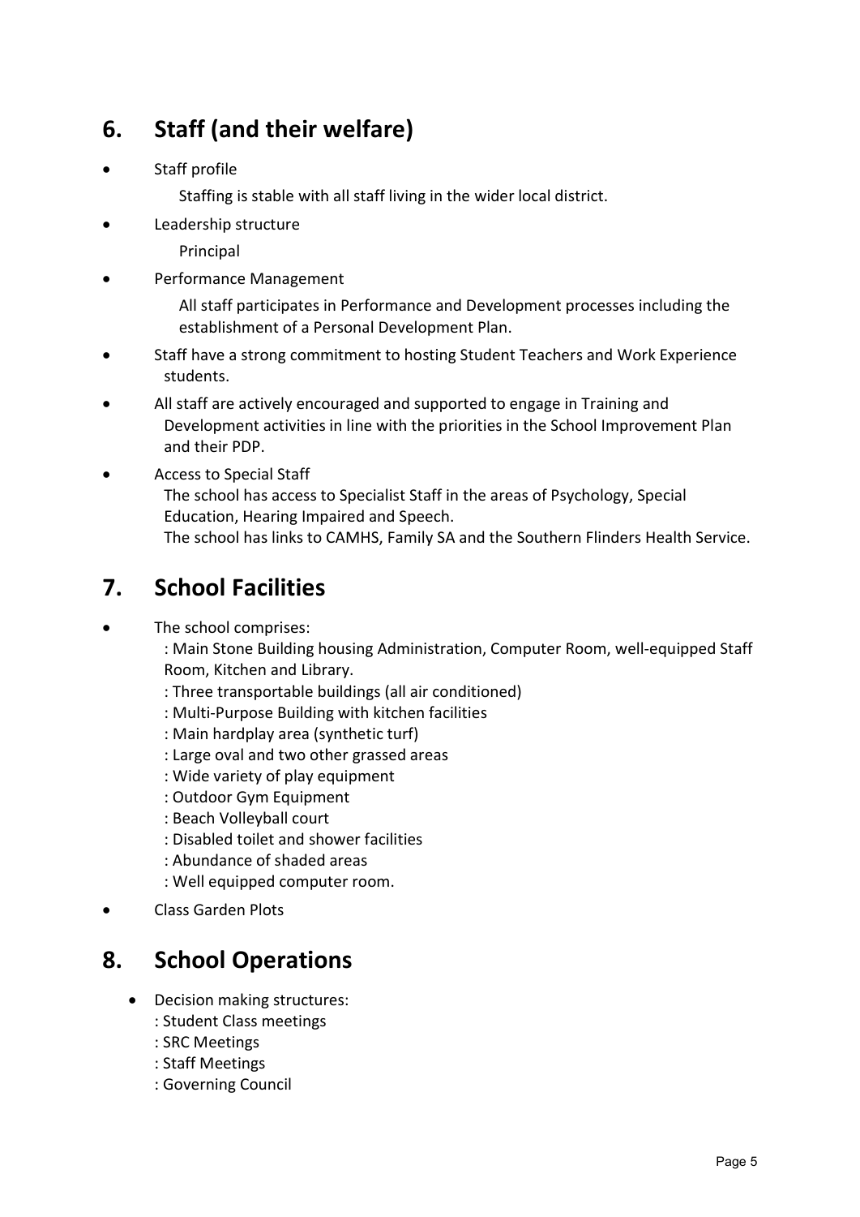## 6. Staff (and their welfare)

- Staff profile

  Staffing is stable with all staff living in the wider local district.

- Leadership structure

  Principal

- Performance Management

  All staff participates in Performance and Development processes including the establishment of a Personal Development Plan.

- Staff have a strong commitment to hosting Student Teachers and Work Experience students.
- All staff are actively encouraged and supported to engage in Training and Development activities in line with the priorities in the School Improvement Plan and their PDP.
- Access to Special Staff

  The school has access to Specialist Staff in the areas of Psychology, Special Education, Hearing Impaired and Speech.

  The school has links to CAMHS, Family SA and the Southern Flinders Health Service.

## 7. School Facilities

- The school comprises:

  : Main Stone Building housing Administration, Computer Room, well-equipped Staff Room, Kitchen and Library.

  : Three transportable buildings (all air conditioned)

  : Multi-Purpose Building with kitchen facilities

  : Main hardplay area (synthetic turf)

  : Large oval and two other grassed areas

  : Wide variety of play equipment

  : Outdoor Gym Equipment

  : Beach Volleyball court

  : Disabled toilet and shower facilities

  : Abundance of shaded areas

  : Well equipped computer room.

- Class Garden Plots

## 8. School Operations

- Decision making structures:

  : Student Class meetings

  : SRC Meetings

  : Staff Meetings

  : Governing Council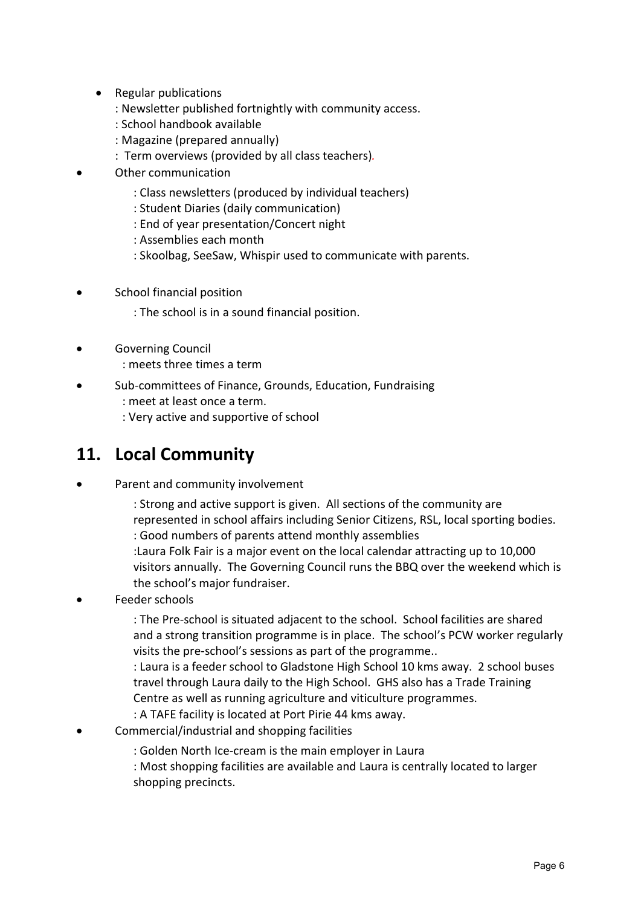- Regular publications
  : Newsletter published fortnightly with community access.
  : School handbook available
  : Magazine (prepared annually)
  : Term overviews (provided by all class teachers).
- Other communication
  : Class newsletters (produced by individual teachers)
  : Student Diaries (daily communication)
  : End of year presentation/Concert night
  : Assemblies each month
  : Skoolbag, SeeSaw, Whispir used to communicate with parents.
- School financial position
  : The school is in a sound financial position.
- Governing Council
  : meets three times a term
- Sub-committees of Finance, Grounds, Education, Fundraising
  : meet at least once a term.
  : Very active and supportive of school

## 11. Local Community

- Parent and community involvement
  : Strong and active support is given. All sections of the community are represented in school affairs including Senior Citizens, RSL, local sporting bodies.
  : Good numbers of parents attend monthly assemblies
  :Laura Folk Fair is a major event on the local calendar attracting up to 10,000 visitors annually. The Governing Council runs the BBQ over the weekend which is the school's major fundraiser.
- Feeder schools
  : The Pre-school is situated adjacent to the school. School facilities are shared and a strong transition programme is in place. The school's PCW worker regularly visits the pre-school's sessions as part of the programme..
  : Laura is a feeder school to Gladstone High School 10 kms away. 2 school buses travel through Laura daily to the High School. GHS also has a Trade Training Centre as well as running agriculture and viticulture programmes.
  : A TAFE facility is located at Port Pirie 44 kms away.
- Commercial/industrial and shopping facilities
  : Golden North Ice-cream is the main employer in Laura
  : Most shopping facilities are available and Laura is centrally located to larger shopping precincts.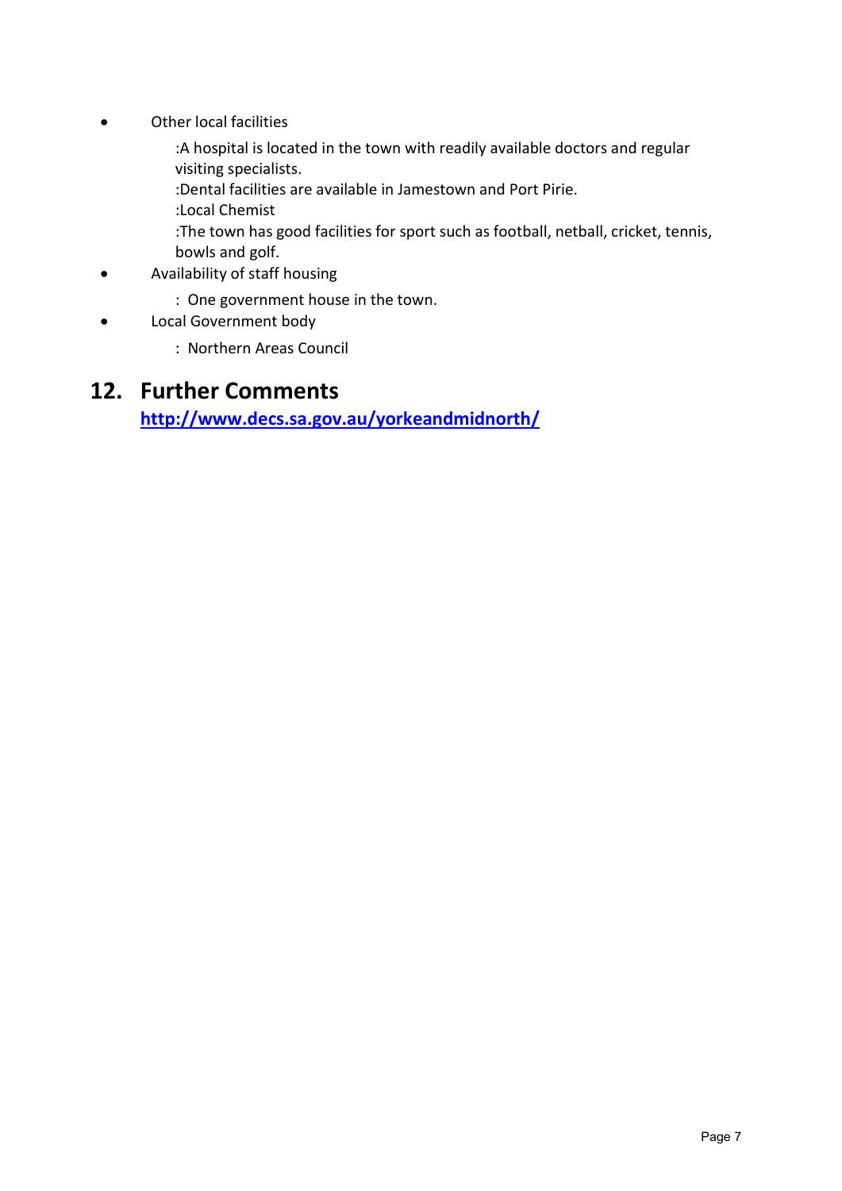- Other local facilities

  :A hospital is located in the town with readily available doctors and regular visiting specialists.

  :Dental facilities are available in Jamestown and Port Pirie.

  :Local Chemist

  :The town has good facilities for sport such as football, netball, cricket, tennis, bowls and golf.

- Availability of staff housing

  : One government house in the town.

- Local Government body

  : Northern Areas Council

## 12. Further Comments

**http://www.decs.sa.gov.au/yorkeandmidnorth/**